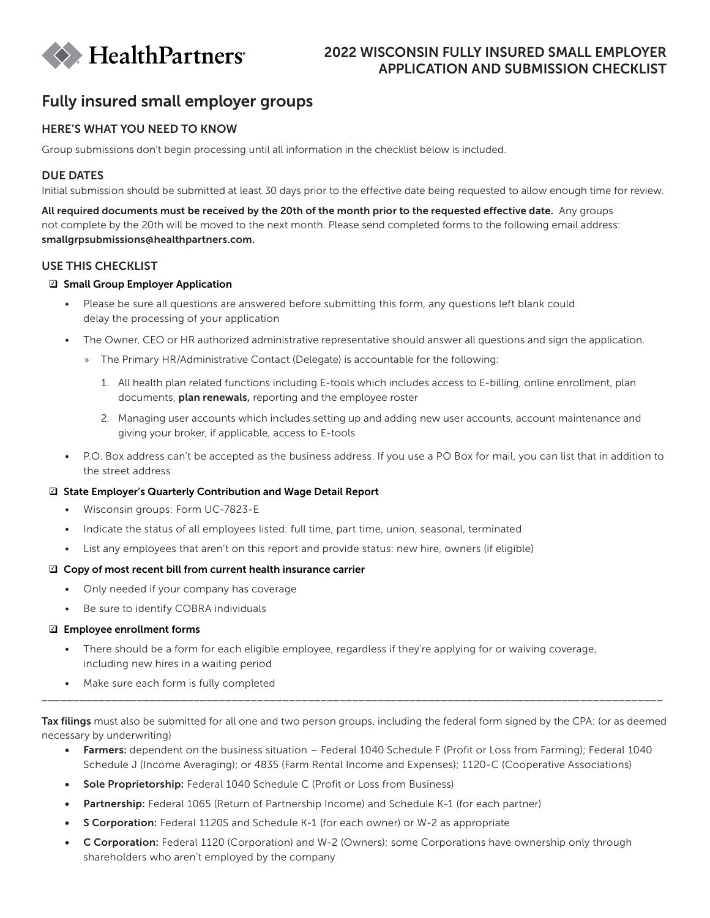HealthPartners

# 2022 WISCONSIN FULLY INSURED SMALL EMPLOYER APPLICATION AND SUBMISSION CHECKLIST

## Fully insured small employer groups

### HERE'S WHAT YOU NEED TO KNOW

Group submissions don't begin processing until all information in the checklist below is included.

### DUE DATES

Initial submission should be submitted at least 30 days prior to the effective date being requested to allow enough time for review.

**All required documents must be received by the 20th of the month prior to the requested effective date.** Any groups not complete by the 20th will be moved to the next month. Please send completed forms to the following email address: **smallgrpsubmissions@healthpartners.com.**

### USE THIS CHECKLIST

☑ **Small Group Employer Application**

- Please be sure all questions are answered before submitting this form, any questions left blank could delay the processing of your application
- The Owner, CEO or HR authorized administrative representative should answer all questions and sign the application.
  - » The Primary HR/Administrative Contact (Delegate) is accountable for the following:
    1. All health plan related functions including E-tools which includes access to E-billing, online enrollment, plan documents, **plan renewals,** reporting and the employee roster
    2. Managing user accounts which includes setting up and adding new user accounts, account maintenance and giving your broker, if applicable, access to E-tools
- P.O. Box address can't be accepted as the business address. If you use a PO Box for mail, you can list that in addition to the street address

☑ **State Employer's Quarterly Contribution and Wage Detail Report**

- Wisconsin groups: Form UC-7823-E
- Indicate the status of all employees listed: full time, part time, union, seasonal, terminated
- List any employees that aren't on this report and provide status: new hire, owners (if eligible)

☑ **Copy of most recent bill from current health insurance carrier**

- Only needed if your company has coverage
- Be sure to identify COBRA individuals

☑ **Employee enrollment forms**

- There should be a form for each eligible employee, regardless if they're applying for or waiving coverage, including new hires in a waiting period
- Make sure each form is fully completed

---

**Tax filings** must also be submitted for all one and two person groups, including the federal form signed by the CPA: (or as deemed necessary by underwriting)

- **Farmers:** dependent on the business situation – Federal 1040 Schedule F (Profit or Loss from Farming); Federal 1040 Schedule J (Income Averaging); or 4835 (Farm Rental Income and Expenses); 1120-C (Cooperative Associations)
- **Sole Proprietorship:** Federal 1040 Schedule C (Profit or Loss from Business)
- **Partnership:** Federal 1065 (Return of Partnership Income) and Schedule K-1 (for each partner)
- **S Corporation:** Federal 1120S and Schedule K-1 (for each owner) or W-2 as appropriate
- **C Corporation:** Federal 1120 (Corporation) and W-2 (Owners); some Corporations have ownership only through shareholders who aren't employed by the company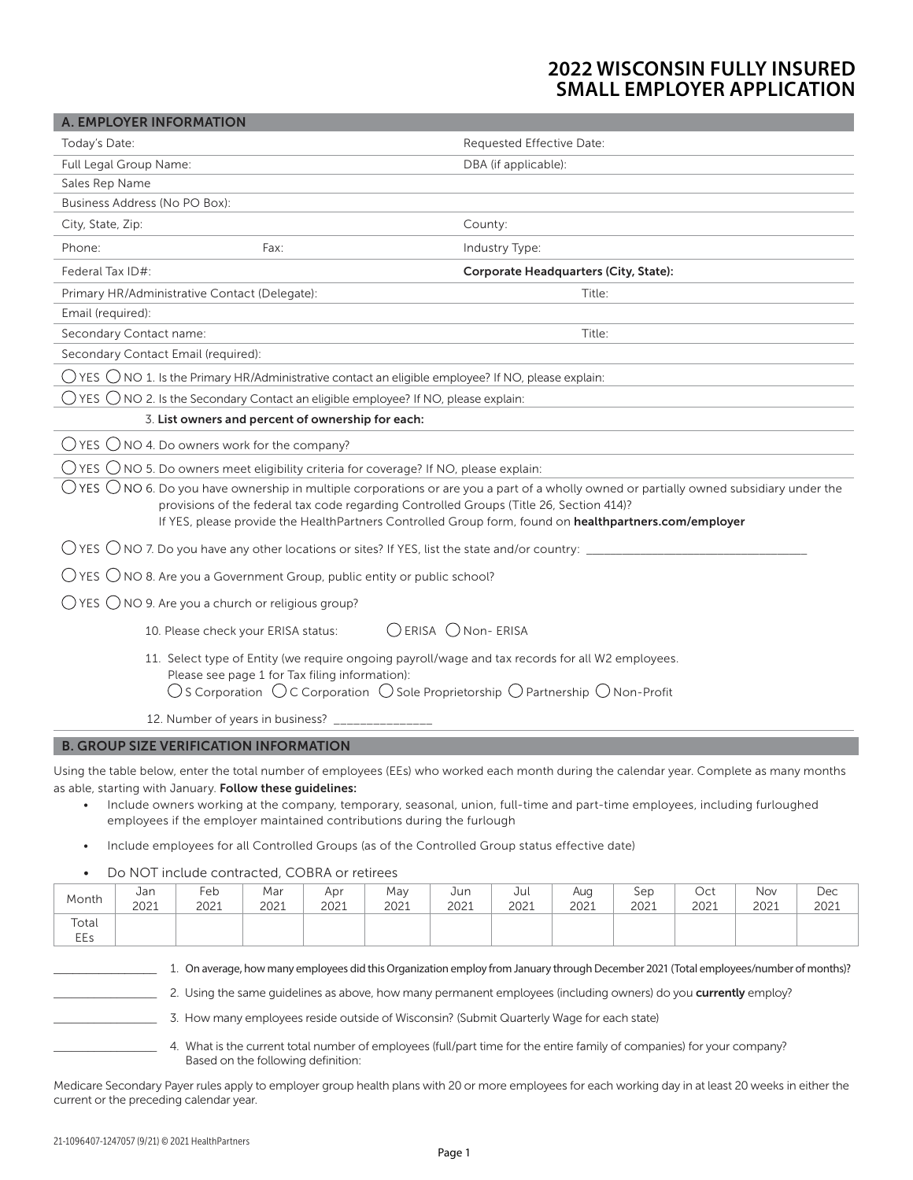# 2022 WISCONSIN FULLY INSURED SMALL EMPLOYER APPLICATION

## A. EMPLOYER INFORMATION

| | |
|---|---|
| Today's Date: | Requested Effective Date: |
| Full Legal Group Name: | DBA (if applicable): |
| Sales Rep Name | |
| Business Address (No PO Box): | |
| City, State, Zip: | County: |
| Phone: Fax: | Industry Type: |
| Federal Tax ID#: | **Corporate Headquarters (City, State):** |
| Primary HR/Administrative Contact (Delegate): | Title: |
| Email (required): | |
| Secondary Contact name: | Title: |
| Secondary Contact Email (required): | |

◯ YES ◯ NO 1. Is the Primary HR/Administrative contact an eligible employee? If NO, please explain:

◯ YES ◯ NO 2. Is the Secondary Contact an eligible employee? If NO, please explain:

3. **List owners and percent of ownership for each:**

◯ YES ◯ NO 4. Do owners work for the company?

◯ YES ◯ NO 5. Do owners meet eligibility criteria for coverage? If NO, please explain:

◯ YES ◯ NO 6. Do you have ownership in multiple corporations or are you a part of a wholly owned or partially owned subsidiary under the provisions of the federal tax code regarding Controlled Groups (Title 26, Section 414)? If YES, please provide the HealthPartners Controlled Group form, found on **healthpartners.com/employer**

◯ YES ◯ NO 7. Do you have any other locations or sites? If YES, list the state and/or country: ___________________________________

◯ YES ◯ NO 8. Are you a Government Group, public entity or public school?

◯ YES ◯ NO 9. Are you a church or religious group?

10. Please check your ERISA status: ◯ ERISA ◯ Non- ERISA

11. Select type of Entity (we require ongoing payroll/wage and tax records for all W2 employees. Please see page 1 for Tax filing information):
◯ S Corporation ◯ C Corporation ◯ Sole Proprietorship ◯ Partnership ◯ Non-Profit

12. Number of years in business? _______________

## B. GROUP SIZE VERIFICATION INFORMATION

Using the table below, enter the total number of employees (EEs) who worked each month during the calendar year. Complete as many months as able, starting with January. **Follow these guidelines:**

- Include owners working at the company, temporary, seasonal, union, full-time and part-time employees, including furloughed employees if the employer maintained contributions during the furlough
- Include employees for all Controlled Groups (as of the Controlled Group status effective date)
- Do NOT include contracted, COBRA or retirees

| Month | Jan 2021 | Feb 2021 | Mar 2021 | Apr 2021 | May 2021 | Jun 2021 | Jul 2021 | Aug 2021 | Sep 2021 | Oct 2021 | Nov 2021 | Dec 2021 |
|---|---|---|---|---|---|---|---|---|---|---|---|---|
| Total EEs | | | | | | | | | | | | |

_________________ 1. On average, how many employees did this Organization employ from January through December 2021 (Total employees/number of months)?

_________________ 2. Using the same guidelines as above, how many permanent employees (including owners) do you **currently** employ?

_________________ 3. How many employees reside outside of Wisconsin? (Submit Quarterly Wage for each state)

_________________ 4. What is the current total number of employees (full/part time for the entire family of companies) for your company? Based on the following definition:

Medicare Secondary Payer rules apply to employer group health plans with 20 or more employees for each working day in at least 20 weeks in either the current or the preceding calendar year.

21-1096407-1247057 (9/21) © 2021 HealthPartners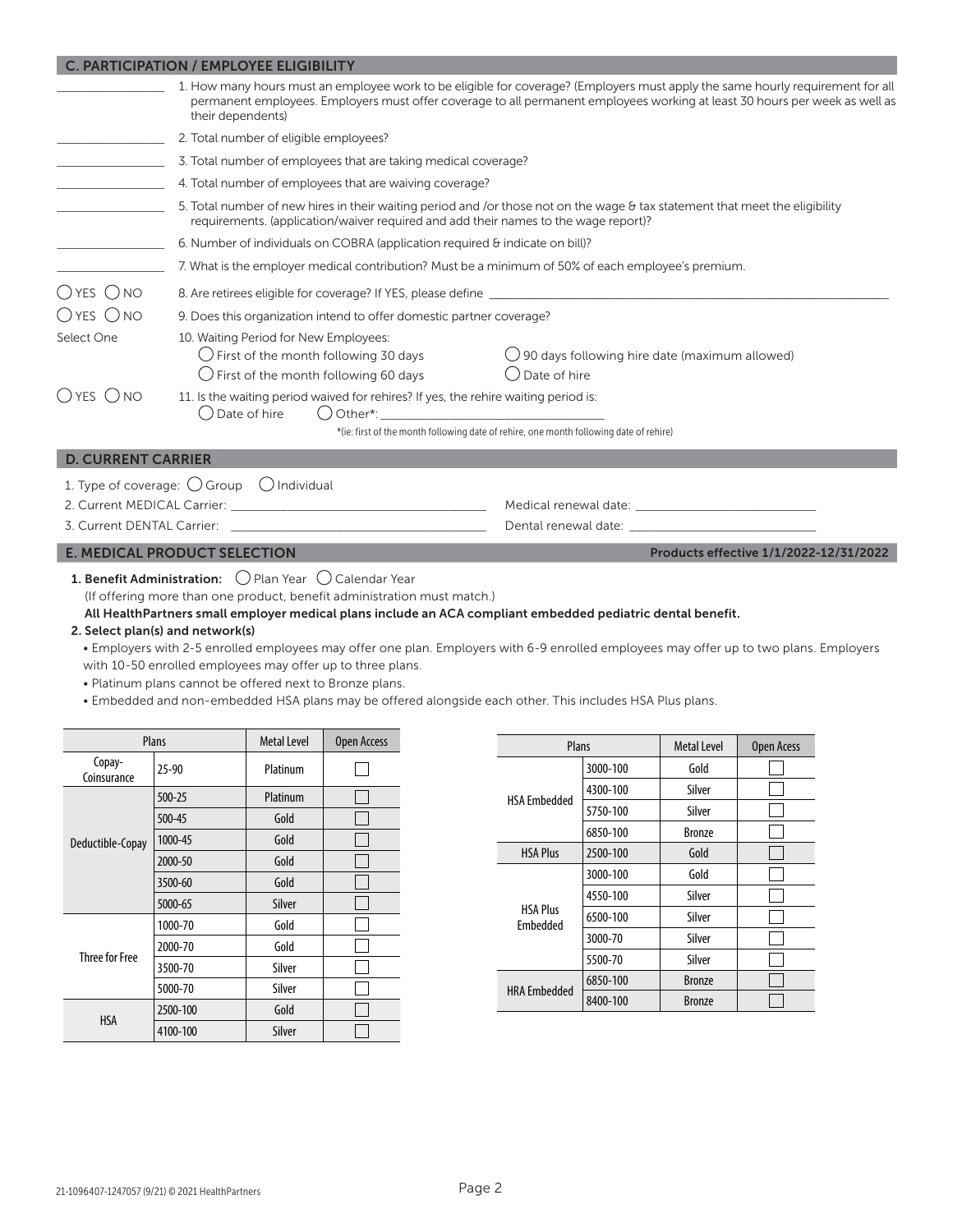## C. PARTICIPATION / EMPLOYEE ELIGIBILITY

_______________ 1. How many hours must an employee work to be eligible for coverage? (Employers must apply the same hourly requirement for all permanent employees. Employers must offer coverage to all permanent employees working at least 30 hours per week as well as their dependents)

_______________ 2. Total number of eligible employees?

_______________ 3. Total number of employees that are taking medical coverage?

_______________ 4. Total number of employees that are waiving coverage?

_______________ 5. Total number of new hires in their waiting period and /or those not on the wage & tax statement that meet the eligibility requirements. (application/waiver required and add their names to the wage report)?

_______________ 6. Number of individuals on COBRA (application required & indicate on bill)?

_______________ 7. What is the employer medical contribution? Must be a minimum of 50% of each employee's premium.

◯ YES ◯ NO 8. Are retirees eligible for coverage? If YES, please define _______________

◯ YES ◯ NO 9. Does this organization intend to offer domestic partner coverage?

Select One 10. Waiting Period for New Employees:
- ◯ First of the month following 30 days
- ◯ First of the month following 60 days
- ◯ 90 days following hire date (maximum allowed)
- ◯ Date of hire

◯ YES ◯ NO 11. Is the waiting period waived for rehires? If yes, the rehire waiting period is:
◯ Date of hire ◯ Other*: _______________

*(ie: first of the month following date of rehire, one month following date of rehire)

## D. CURRENT CARRIER

1. Type of coverage: ◯ Group ◯ Individual
2. Current MEDICAL Carrier: _______________ Medical renewal date: _______________
3. Current DENTAL Carrier: _______________ Dental renewal date: _______________

## E. MEDICAL PRODUCT SELECTION

**Products effective 1/1/2022-12/31/2022**

**1. Benefit Administration:** ◯ Plan Year ◯ Calendar Year
(If offering more than one product, benefit administration must match.)

**All HealthPartners small employer medical plans include an ACA compliant embedded pediatric dental benefit.**

**2. Select plan(s) and network(s)**

- Employers with 2-5 enrolled employees may offer one plan. Employers with 6-9 enrolled employees may offer up to two plans. Employers with 10-50 enrolled employees may offer up to three plans.
- Platinum plans cannot be offered next to Bronze plans.
- Embedded and non-embedded HSA plans may be offered alongside each other. This includes HSA Plus plans.

| Plans | | Metal Level | Open Access |
|---|---|---|---|
| Copay-Coinsurance | 25-90 | Platinum | ☐ |
| Deductible-Copay | 500-25 | Platinum | ☐ |
| | 500-45 | Gold | ☐ |
| | 1000-45 | Gold | ☐ |
| | 2000-50 | Gold | ☐ |
| | 3500-60 | Gold | ☐ |
| | 5000-65 | Silver | ☐ |
| Three for Free | 1000-70 | Gold | ☐ |
| | 2000-70 | Gold | ☐ |
| | 3500-70 | Silver | ☐ |
| | 5000-70 | Silver | ☐ |
| HSA | 2500-100 | Gold | ☐ |
| | 4100-100 | Silver | ☐ |

| Plans | | Metal Level | Open Acess |
|---|---|---|---|
| HSA Embedded | 3000-100 | Gold | ☐ |
| | 4300-100 | Silver | ☐ |
| | 5750-100 | Silver | ☐ |
| | 6850-100 | Bronze | ☐ |
| HSA Plus | 2500-100 | Gold | ☐ |
| HSA Plus Embedded | 3000-100 | Gold | ☐ |
| | 4550-100 | Silver | ☐ |
| | 6500-100 | Silver | ☐ |
| | 3000-70 | Silver | ☐ |
| | 5500-70 | Silver | ☐ |
| HRA Embedded | 6850-100 | Bronze | ☐ |
| | 8400-100 | Bronze | ☐ |

21-1096407-1247057 (9/21) © 2021 HealthPartners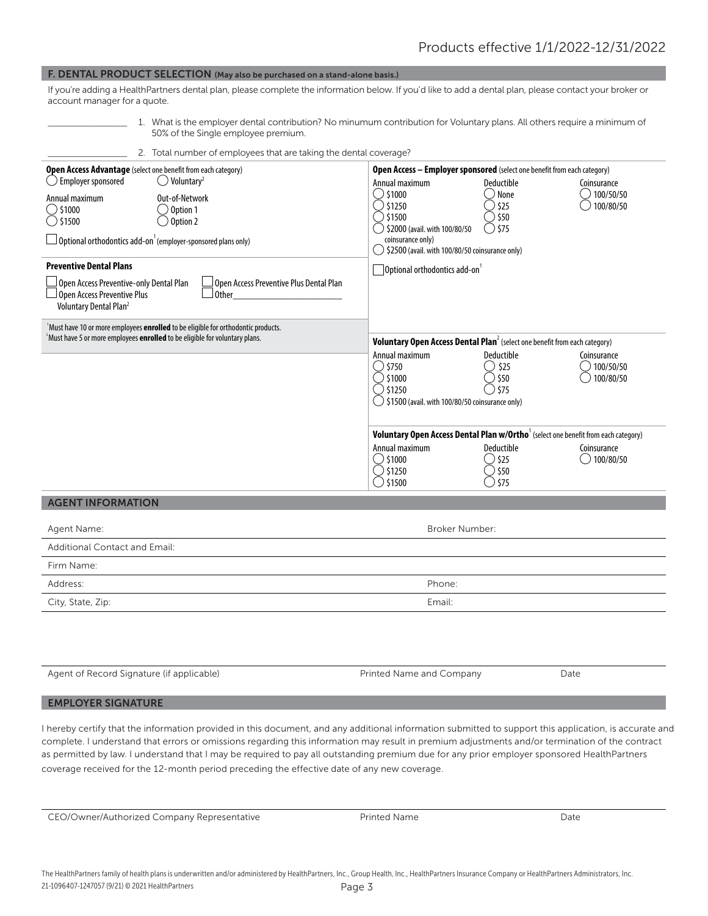## F. DENTAL PRODUCT SELECTION (May also be purchased on a stand-alone basis.)

If you're adding a HealthPartners dental plan, please complete the information below. If you'd like to add a dental plan, please contact your broker or account manager for a quote.

_______________ 1. What is the employer dental contribution? No minumum contribution for Voluntary plans. All others require a minimum of 50% of the Single employee premium.

_______________ 2. Total number of employees that are taking the dental coverage?

**Open Access Advantage** (select one benefit from each category)

◯ Employer sponsored ◯ Voluntary[2]

| Annual maximum | Out-of-Network |
| --- | --- |
| ◯ $1000 | ◯ Option 1 |
| ◯ $1500 | ◯ Option 2 |

☐ Optional orthodontics add-on[1] (employer-sponsored plans only)

**Preventive Dental Plans**

☐ Open Access Preventive-only Dental Plan
☐ Open Access Preventive Plus Dental Plan
☐ Open Access Preventive Plus Voluntary Dental Plan[2]
☐ Other_______________________

[1]Must have 10 or more employees **enrolled** to be eligible for orthodontic products.
[2]Must have 5 or more employees **enrolled** to be eligible for voluntary plans.

**Open Access – Employer sponsored** (select one benefit from each category)

| Annual maximum | Deductible | Coinsurance |
| --- | --- | --- |
| ◯ $1000 | ◯ None | ◯ 100/50/50 |
| ◯ $1250 | ◯ $25 | ◯ 100/80/50 |
| ◯ $1500 | ◯ $50 | |
| ◯ $2000 (avail. with 100/80/50 coinsurance only) | ◯ $75 | |
| ◯ $2500 (avail. with 100/80/50 coinsurance only) | | |

☐ Optional orthodontics add-on[1]

**Voluntary Open Access Dental Plan**[2] (select one benefit from each category)

| Annual maximum | Deductible | Coinsurance |
| --- | --- | --- |
| ◯ $750 | ◯ $25 | ◯ 100/50/50 |
| ◯ $1000 | ◯ $50 | ◯ 100/80/50 |
| ◯ $1250 | ◯ $75 | |
| ◯ $1500 (avail. with 100/80/50 coinsurance only) | | |

**Voluntary Open Access Dental Plan w/Ortho**[1] (select one benefit from each category)

| Annual maximum | Deductible | Coinsurance |
| --- | --- | --- |
| ◯ $1000 | ◯ $25 | ◯ 100/80/50 |
| ◯ $1250 | ◯ $50 | |
| ◯ $1500 | ◯ $75 | |

## AGENT INFORMATION

Agent Name: Broker Number:

Additional Contact and Email:

Firm Name:

Address: Phone:

City, State, Zip: Email:

Agent of Record Signature (if applicable) Printed Name and Company Date

## EMPLOYER SIGNATURE

I hereby certify that the information provided in this document, and any additional information submitted to support this application, is accurate and complete. I understand that errors or omissions regarding this information may result in premium adjustments and/or termination of the contract as permitted by law. I understand that I may be required to pay all outstanding premium due for any prior employer sponsored HealthPartners coverage received for the 12-month period preceding the effective date of any new coverage.

CEO/Owner/Authorized Company Representative Printed Name Date

The HealthPartners family of health plans is underwritten and/or administered by HealthPartners, Inc., Group Health, Inc., HealthPartners Insurance Company or HealthPartners Administrators, Inc.
21-1096407-1247057 (9/21) © 2021 HealthPartners